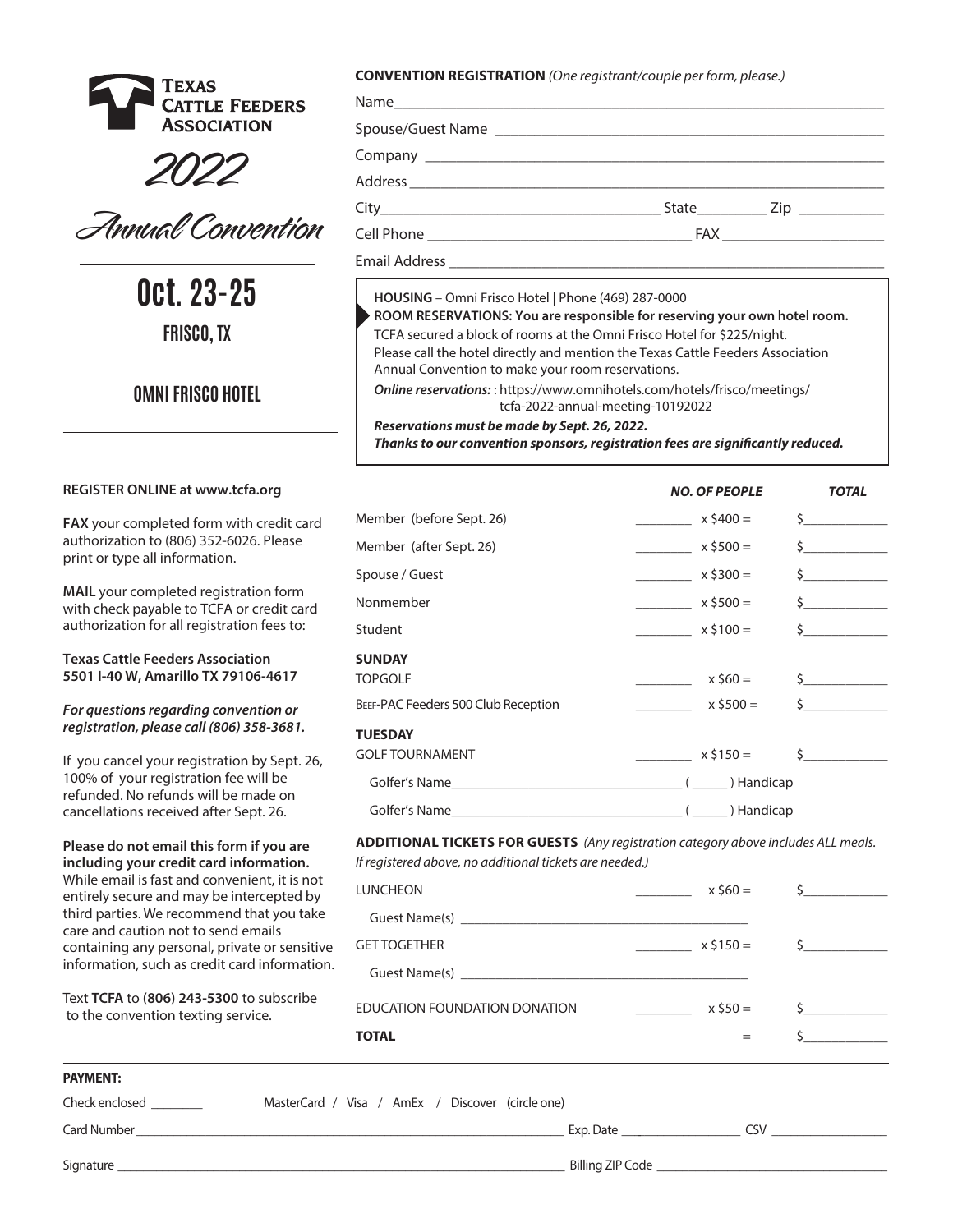# Texas Cattle Feeders Association

## 2022 Annual Convention

# Oct. 23-25

### FRISCO, TX

### OMNI FRISCO HOTEL

**REGISTER ONLINE at www.tcfa.org**

**FAX** your completed form with credit card authorization to (806) 352-6026. Please print or type all information.

**MAIL** your completed registration form with check payable to TCFA or credit card authorization for all registration fees to:

**Texas Cattle Feeders Association**
**5501 I-40 W, Amarillo TX 79106-4617**

***For questions regarding convention or registration, please call (806) 358-3681.***

If you cancel your registration by Sept. 26, 100% of your registration fee will be refunded. No refunds will be made on cancellations received after Sept. 26.

**Please do not email this form if you are including your credit card information.** While email is fast and convenient, it is not entirely secure and may be intercepted by third parties. We recommend that you take care and caution not to send emails containing any personal, private or sensitive information, such as credit card information.

Text **TCFA** to **(806) 243-5300** to subscribe to the convention texting service.

**CONVENTION REGISTRATION** *(One registrant/couple per form, please.)*

Name ____________________

Spouse/Guest Name ____________________

Company ____________________

Address ____________________

City ____________________ State ________ Zip __________

Cell Phone ____________________ FAX ____________________

Email Address ____________________

**HOUSING** – Omni Frisco Hotel | Phone (469) 287-0000
**ROOM RESERVATIONS: You are responsible for reserving your own hotel room.**
TCFA secured a block of rooms at the Omni Frisco Hotel for $225/night.
Please call the hotel directly and mention the Texas Cattle Feeders Association Annual Convention to make your room reservations.
***Online reservations:*** : https://www.omnihotels.com/hotels/frisco/meetings/tcfa-2022-annual-meeting-10192022
***Reservations must be made by Sept. 26, 2022.***
***Thanks to our convention sponsors, registration fees are significantly reduced.***

| | NO. OF PEOPLE | | TOTAL |
|---|---|---|---|
| Member (before Sept. 26) | ________ | x $400 = | $__________ |
| Member (after Sept. 26) | ________ | x $500 = | $__________ |
| Spouse / Guest | ________ | x $300 = | $__________ |
| Nonmember | ________ | x $500 = | $__________ |
| Student | ________ | x $100 = | $__________ |
| **SUNDAY** | | | |
| TOPGOLF | ________ | x $60 = | $__________ |
| BEEF-PAC Feeders 500 Club Reception | ________ | x $500 = | $__________ |
| **TUESDAY** | | | |
| GOLF TOURNAMENT | ________ | x $150 = | $__________ |
| Golfer's Name ____________ ( _____ ) Handicap | | | |
| Golfer's Name ____________ ( _____ ) Handicap | | | |

**ADDITIONAL TICKETS FOR GUESTS** *(Any registration category above includes ALL meals. If registered above, no additional tickets are needed.)*

| | | | |
|---|---|---|---|
| LUNCHEON | ________ | x $60 = | $__________ |
| Guest Name(s) ____________________ | | | |
| GET TOGETHER | ________ | x $150 = | $__________ |
| Guest Name(s) ____________________ | | | |
| EDUCATION FOUNDATION DONATION | ________ | x $50 = | $__________ |
| **TOTAL** | | = | $__________ |

**PAYMENT:**

Check enclosed ________ MasterCard / Visa / AmEx / Discover (circle one)

Card Number ____________________ Exp. Date ____________ CSV ____________

Signature ____________________ Billing ZIP Code ____________________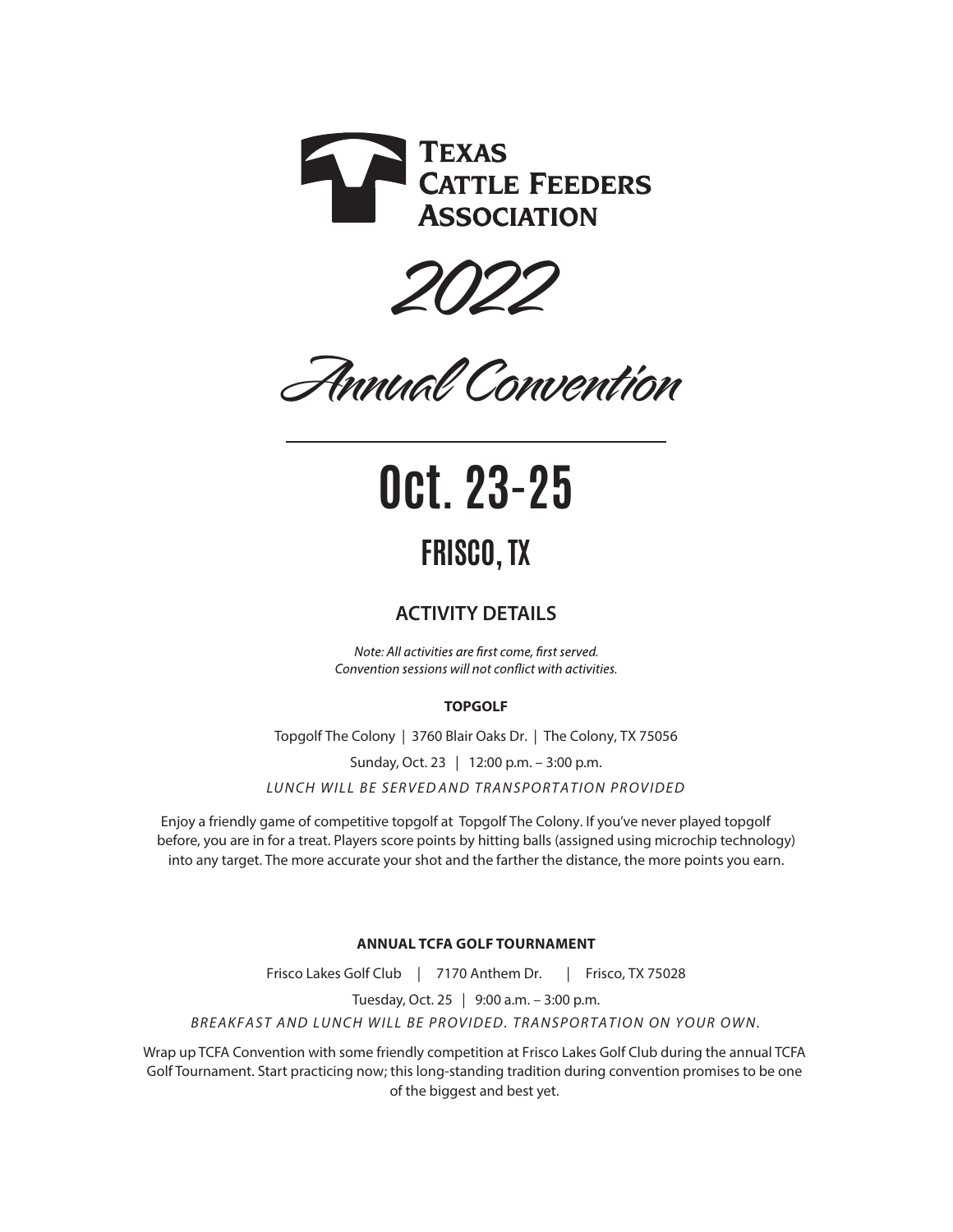# Texas Cattle Feeders Association

# 2022

# Annual Convention

# Oct. 23-25

## FRISCO, TX

### ACTIVITY DETAILS

*Note: All activities are first come, first served.*
*Convention sessions will not conflict with activities.*

**TOPGOLF**

Topgolf The Colony | 3760 Blair Oaks Dr. | The Colony, TX 75056

Sunday, Oct. 23 | 12:00 p.m. – 3:00 p.m.

*LUNCH WILL BE SERVED AND TRANSPORTATION PROVIDED*

Enjoy a friendly game of competitive topgolf at Topgolf The Colony. If you've never played topgolf before, you are in for a treat. Players score points by hitting balls (assigned using microchip technology) into any target. The more accurate your shot and the farther the distance, the more points you earn.

**ANNUAL TCFA GOLF TOURNAMENT**

Frisco Lakes Golf Club | 7170 Anthem Dr. | Frisco, TX 75028

Tuesday, Oct. 25 | 9:00 a.m. – 3:00 p.m.

*BREAKFAST AND LUNCH WILL BE PROVIDED. TRANSPORTATION ON YOUR OWN.*

Wrap up TCFA Convention with some friendly competition at Frisco Lakes Golf Club during the annual TCFA Golf Tournament. Start practicing now; this long-standing tradition during convention promises to be one of the biggest and best yet.